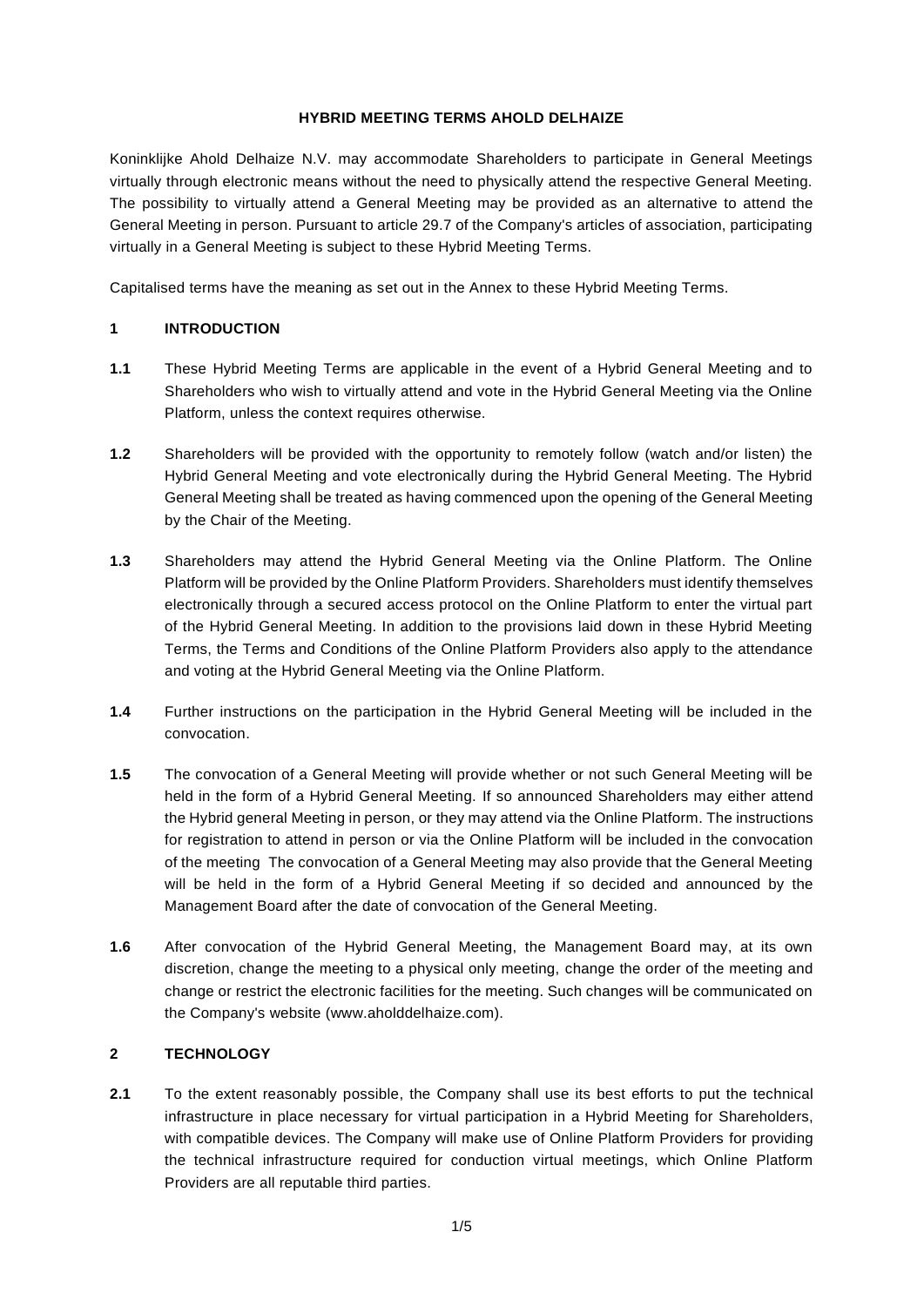# HYBRID MEETING TERMS AHOLD DELHAIZE

Koninklijke Ahold Delhaize N.V. may accommodate Shareholders to participate in General Meetings virtually through electronic means without the need to physically attend the respective General Meeting. The possibility to virtually attend a General Meeting may be provided as an alternative to attend the General Meeting in person. Pursuant to article 29.7 of the Company's articles of association, participating virtually in a General Meeting is subject to these Hybrid Meeting Terms.

Capitalised terms have the meaning as set out in the Annex to these Hybrid Meeting Terms.

## 1 INTRODUCTION

**1.1** These Hybrid Meeting Terms are applicable in the event of a Hybrid General Meeting and to Shareholders who wish to virtually attend and vote in the Hybrid General Meeting via the Online Platform, unless the context requires otherwise.

**1.2** Shareholders will be provided with the opportunity to remotely follow (watch and/or listen) the Hybrid General Meeting and vote electronically during the Hybrid General Meeting. The Hybrid General Meeting shall be treated as having commenced upon the opening of the General Meeting by the Chair of the Meeting.

**1.3** Shareholders may attend the Hybrid General Meeting via the Online Platform. The Online Platform will be provided by the Online Platform Providers. Shareholders must identify themselves electronically through a secured access protocol on the Online Platform to enter the virtual part of the Hybrid General Meeting. In addition to the provisions laid down in these Hybrid Meeting Terms, the Terms and Conditions of the Online Platform Providers also apply to the attendance and voting at the Hybrid General Meeting via the Online Platform.

**1.4** Further instructions on the participation in the Hybrid General Meeting will be included in the convocation.

**1.5** The convocation of a General Meeting will provide whether or not such General Meeting will be held in the form of a Hybrid General Meeting. If so announced Shareholders may either attend the Hybrid general Meeting in person, or they may attend via the Online Platform. The instructions for registration to attend in person or via the Online Platform will be included in the convocation of the meeting The convocation of a General Meeting may also provide that the General Meeting will be held in the form of a Hybrid General Meeting if so decided and announced by the Management Board after the date of convocation of the General Meeting.

**1.6** After convocation of the Hybrid General Meeting, the Management Board may, at its own discretion, change the meeting to a physical only meeting, change the order of the meeting and change or restrict the electronic facilities for the meeting. Such changes will be communicated on the Company's website (www.aholddelhaize.com).

## 2 TECHNOLOGY

**2.1** To the extent reasonably possible, the Company shall use its best efforts to put the technical infrastructure in place necessary for virtual participation in a Hybrid Meeting for Shareholders, with compatible devices. The Company will make use of Online Platform Providers for providing the technical infrastructure required for conduction virtual meetings, which Online Platform Providers are all reputable third parties.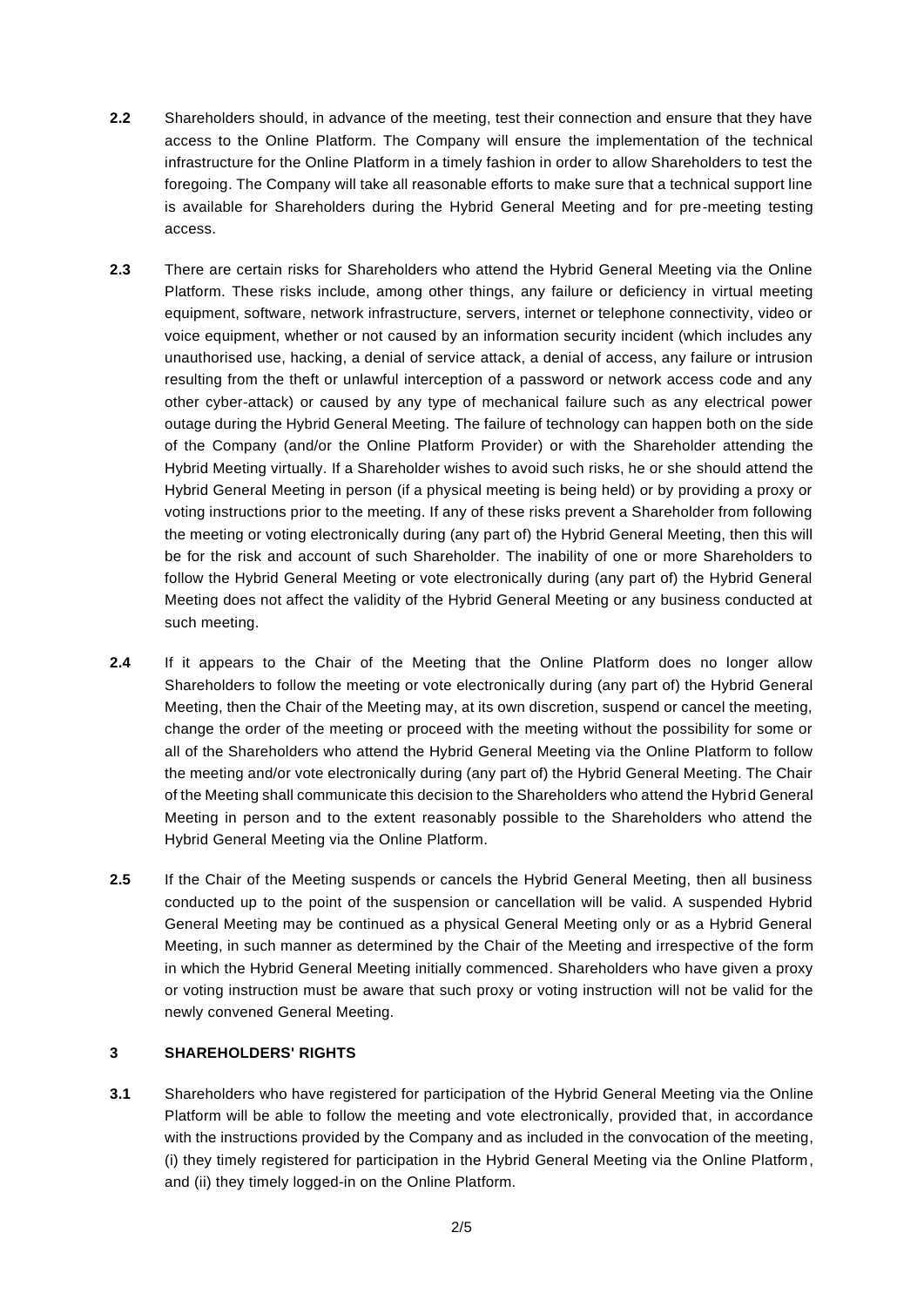**2.2** Shareholders should, in advance of the meeting, test their connection and ensure that they have access to the Online Platform. The Company will ensure the implementation of the technical infrastructure for the Online Platform in a timely fashion in order to allow Shareholders to test the foregoing. The Company will take all reasonable efforts to make sure that a technical support line is available for Shareholders during the Hybrid General Meeting and for pre-meeting testing access.

**2.3** There are certain risks for Shareholders who attend the Hybrid General Meeting via the Online Platform. These risks include, among other things, any failure or deficiency in virtual meeting equipment, software, network infrastructure, servers, internet or telephone connectivity, video or voice equipment, whether or not caused by an information security incident (which includes any unauthorised use, hacking, a denial of service attack, a denial of access, any failure or intrusion resulting from the theft or unlawful interception of a password or network access code and any other cyber-attack) or caused by any type of mechanical failure such as any electrical power outage during the Hybrid General Meeting. The failure of technology can happen both on the side of the Company (and/or the Online Platform Provider) or with the Shareholder attending the Hybrid Meeting virtually. If a Shareholder wishes to avoid such risks, he or she should attend the Hybrid General Meeting in person (if a physical meeting is being held) or by providing a proxy or voting instructions prior to the meeting. If any of these risks prevent a Shareholder from following the meeting or voting electronically during (any part of) the Hybrid General Meeting, then this will be for the risk and account of such Shareholder. The inability of one or more Shareholders to follow the Hybrid General Meeting or vote electronically during (any part of) the Hybrid General Meeting does not affect the validity of the Hybrid General Meeting or any business conducted at such meeting.

**2.4** If it appears to the Chair of the Meeting that the Online Platform does no longer allow Shareholders to follow the meeting or vote electronically during (any part of) the Hybrid General Meeting, then the Chair of the Meeting may, at its own discretion, suspend or cancel the meeting, change the order of the meeting or proceed with the meeting without the possibility for some or all of the Shareholders who attend the Hybrid General Meeting via the Online Platform to follow the meeting and/or vote electronically during (any part of) the Hybrid General Meeting. The Chair of the Meeting shall communicate this decision to the Shareholders who attend the Hybrid General Meeting in person and to the extent reasonably possible to the Shareholders who attend the Hybrid General Meeting via the Online Platform.

**2.5** If the Chair of the Meeting suspends or cancels the Hybrid General Meeting, then all business conducted up to the point of the suspension or cancellation will be valid. A suspended Hybrid General Meeting may be continued as a physical General Meeting only or as a Hybrid General Meeting, in such manner as determined by the Chair of the Meeting and irrespective of the form in which the Hybrid General Meeting initially commenced. Shareholders who have given a proxy or voting instruction must be aware that such proxy or voting instruction will not be valid for the newly convened General Meeting.

## 3 SHAREHOLDERS' RIGHTS

**3.1** Shareholders who have registered for participation of the Hybrid General Meeting via the Online Platform will be able to follow the meeting and vote electronically, provided that, in accordance with the instructions provided by the Company and as included in the convocation of the meeting, (i) they timely registered for participation in the Hybrid General Meeting via the Online Platform, and (ii) they timely logged-in on the Online Platform.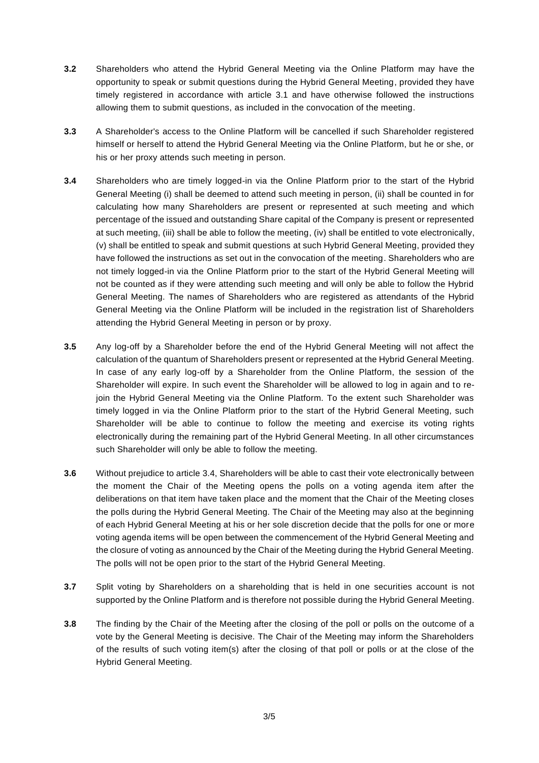**3.2** Shareholders who attend the Hybrid General Meeting via the Online Platform may have the opportunity to speak or submit questions during the Hybrid General Meeting, provided they have timely registered in accordance with article 3.1 and have otherwise followed the instructions allowing them to submit questions, as included in the convocation of the meeting.

**3.3** A Shareholder's access to the Online Platform will be cancelled if such Shareholder registered himself or herself to attend the Hybrid General Meeting via the Online Platform, but he or she, or his or her proxy attends such meeting in person.

**3.4** Shareholders who are timely logged-in via the Online Platform prior to the start of the Hybrid General Meeting (i) shall be deemed to attend such meeting in person, (ii) shall be counted in for calculating how many Shareholders are present or represented at such meeting and which percentage of the issued and outstanding Share capital of the Company is present or represented at such meeting, (iii) shall be able to follow the meeting, (iv) shall be entitled to vote electronically, (v) shall be entitled to speak and submit questions at such Hybrid General Meeting, provided they have followed the instructions as set out in the convocation of the meeting. Shareholders who are not timely logged-in via the Online Platform prior to the start of the Hybrid General Meeting will not be counted as if they were attending such meeting and will only be able to follow the Hybrid General Meeting. The names of Shareholders who are registered as attendants of the Hybrid General Meeting via the Online Platform will be included in the registration list of Shareholders attending the Hybrid General Meeting in person or by proxy.

**3.5** Any log-off by a Shareholder before the end of the Hybrid General Meeting will not affect the calculation of the quantum of Shareholders present or represented at the Hybrid General Meeting. In case of any early log-off by a Shareholder from the Online Platform, the session of the Shareholder will expire. In such event the Shareholder will be allowed to log in again and to re-join the Hybrid General Meeting via the Online Platform. To the extent such Shareholder was timely logged in via the Online Platform prior to the start of the Hybrid General Meeting, such Shareholder will be able to continue to follow the meeting and exercise its voting rights electronically during the remaining part of the Hybrid General Meeting. In all other circumstances such Shareholder will only be able to follow the meeting.

**3.6** Without prejudice to article 3.4, Shareholders will be able to cast their vote electronically between the moment the Chair of the Meeting opens the polls on a voting agenda item after the deliberations on that item have taken place and the moment that the Chair of the Meeting closes the polls during the Hybrid General Meeting. The Chair of the Meeting may also at the beginning of each Hybrid General Meeting at his or her sole discretion decide that the polls for one or more voting agenda items will be open between the commencement of the Hybrid General Meeting and the closure of voting as announced by the Chair of the Meeting during the Hybrid General Meeting. The polls will not be open prior to the start of the Hybrid General Meeting.

**3.7** Split voting by Shareholders on a shareholding that is held in one securities account is not supported by the Online Platform and is therefore not possible during the Hybrid General Meeting.

**3.8** The finding by the Chair of the Meeting after the closing of the poll or polls on the outcome of a vote by the General Meeting is decisive. The Chair of the Meeting may inform the Shareholders of the results of such voting item(s) after the closing of that poll or polls or at the close of the Hybrid General Meeting.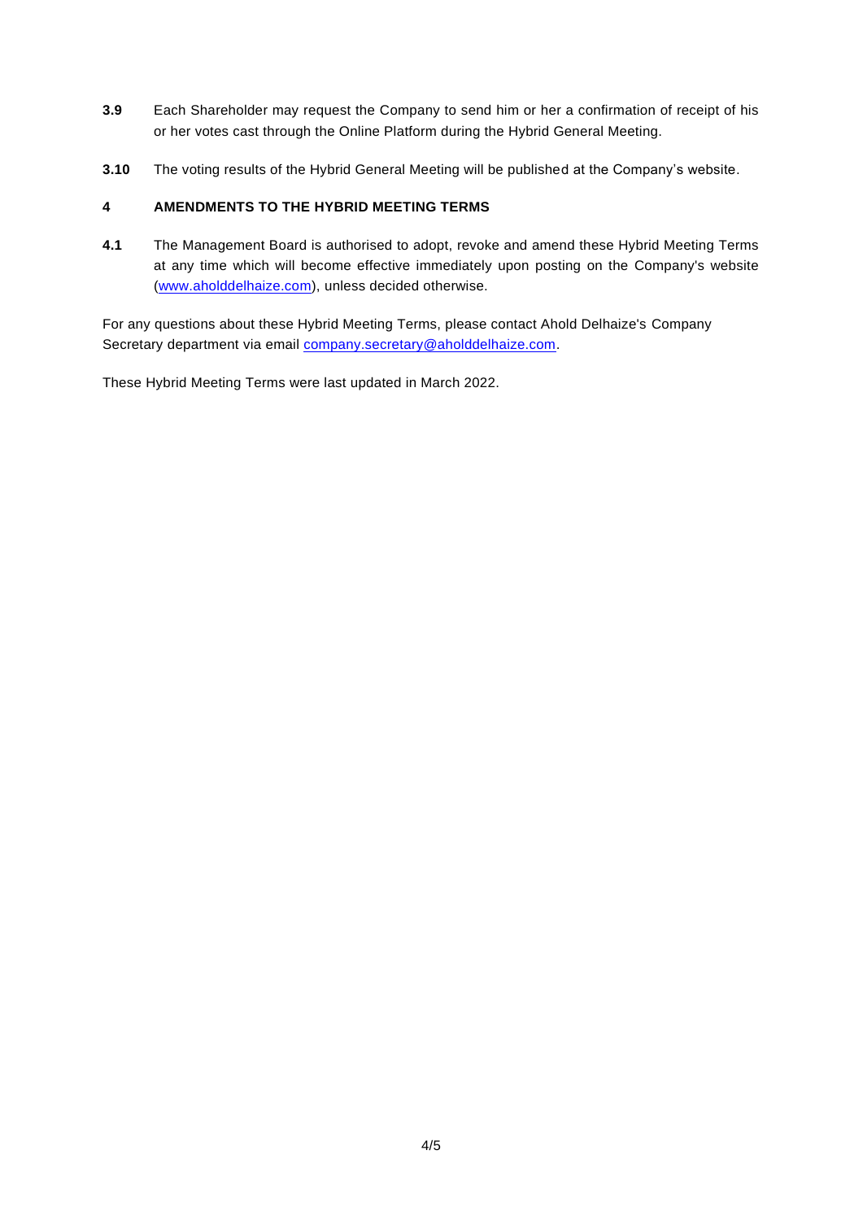**3.9** Each Shareholder may request the Company to send him or her a confirmation of receipt of his or her votes cast through the Online Platform during the Hybrid General Meeting.

**3.10** The voting results of the Hybrid General Meeting will be published at the Company's website.

## 4 AMENDMENTS TO THE HYBRID MEETING TERMS

**4.1** The Management Board is authorised to adopt, revoke and amend these Hybrid Meeting Terms at any time which will become effective immediately upon posting on the Company's website (www.aholddelhaize.com), unless decided otherwise.

For any questions about these Hybrid Meeting Terms, please contact Ahold Delhaize's Company Secretary department via email company.secretary@aholddelhaize.com.

These Hybrid Meeting Terms were last updated in March 2022.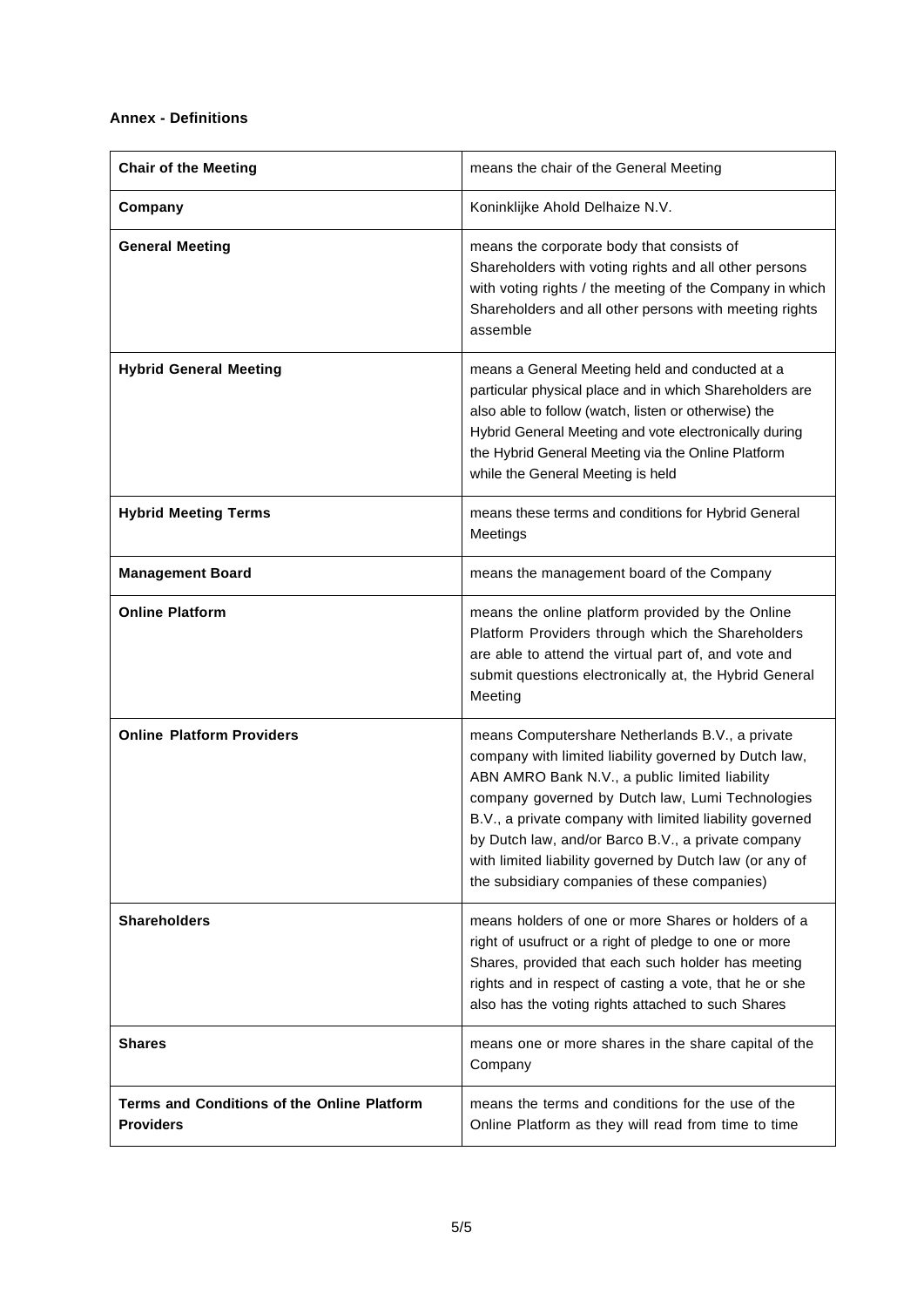**Annex - Definitions**

| | |
|---|---|
| **Chair of the Meeting** | means the chair of the General Meeting |
| **Company** | Koninklijke Ahold Delhaize N.V. |
| **General Meeting** | means the corporate body that consists of Shareholders with voting rights and all other persons with voting rights / the meeting of the Company in which Shareholders and all other persons with meeting rights assemble |
| **Hybrid General Meeting** | means a General Meeting held and conducted at a particular physical place and in which Shareholders are also able to follow (watch, listen or otherwise) the Hybrid General Meeting and vote electronically during the Hybrid General Meeting via the Online Platform while the General Meeting is held |
| **Hybrid Meeting Terms** | means these terms and conditions for Hybrid General Meetings |
| **Management Board** | means the management board of the Company |
| **Online Platform** | means the online platform provided by the Online Platform Providers through which the Shareholders are able to attend the virtual part of, and vote and submit questions electronically at, the Hybrid General Meeting |
| **Online Platform Providers** | means Computershare Netherlands B.V., a private company with limited liability governed by Dutch law, ABN AMRO Bank N.V., a public limited liability company governed by Dutch law, Lumi Technologies B.V., a private company with limited liability governed by Dutch law, and/or Barco B.V., a private company with limited liability governed by Dutch law (or any of the subsidiary companies of these companies) |
| **Shareholders** | means holders of one or more Shares or holders of a right of usufruct or a right of pledge to one or more Shares, provided that each such holder has meeting rights and in respect of casting a vote, that he or she also has the voting rights attached to such Shares |
| **Shares** | means one or more shares in the share capital of the Company |
| **Terms and Conditions of the Online Platform Providers** | means the terms and conditions for the use of the Online Platform as they will read from time to time |